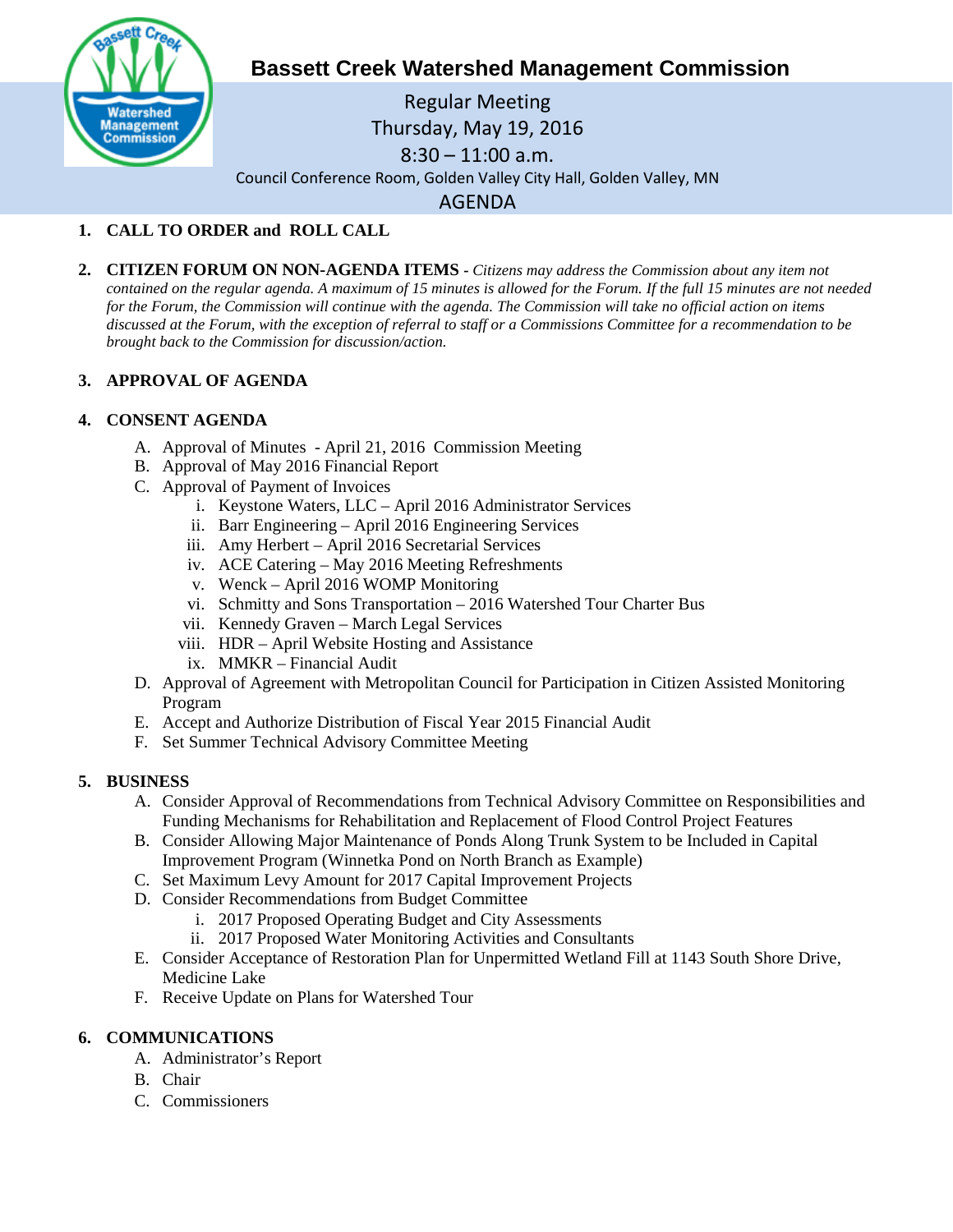# Bassett Creek Watershed Management Commission

Regular Meeting
Thursday, May 19, 2016
8:30 – 11:00 a.m.
Council Conference Room, Golden Valley City Hall, Golden Valley, MN

## AGENDA

1. **CALL TO ORDER and ROLL CALL**

2. **CITIZEN FORUM ON NON-AGENDA ITEMS** - *Citizens may address the Commission about any item not contained on the regular agenda. A maximum of 15 minutes is allowed for the Forum. If the full 15 minutes are not needed for the Forum, the Commission will continue with the agenda. The Commission will take no official action on items discussed at the Forum, with the exception of referral to staff or a Commissions Committee for a recommendation to be brought back to the Commission for discussion/action.*

3. **APPROVAL OF AGENDA**

4. **CONSENT AGENDA**
   - A. Approval of Minutes - April 21, 2016 Commission Meeting
   - B. Approval of May 2016 Financial Report
   - C. Approval of Payment of Invoices
     - i. Keystone Waters, LLC – April 2016 Administrator Services
     - ii. Barr Engineering – April 2016 Engineering Services
     - iii. Amy Herbert – April 2016 Secretarial Services
     - iv. ACE Catering – May 2016 Meeting Refreshments
     - v. Wenck – April 2016 WOMP Monitoring
     - vi. Schmitty and Sons Transportation – 2016 Watershed Tour Charter Bus
     - vii. Kennedy Graven – March Legal Services
     - viii. HDR – April Website Hosting and Assistance
     - ix. MMKR – Financial Audit
   - D. Approval of Agreement with Metropolitan Council for Participation in Citizen Assisted Monitoring Program
   - E. Accept and Authorize Distribution of Fiscal Year 2015 Financial Audit
   - F. Set Summer Technical Advisory Committee Meeting

5. **BUSINESS**
   - A. Consider Approval of Recommendations from Technical Advisory Committee on Responsibilities and Funding Mechanisms for Rehabilitation and Replacement of Flood Control Project Features
   - B. Consider Allowing Major Maintenance of Ponds Along Trunk System to be Included in Capital Improvement Program (Winnetka Pond on North Branch as Example)
   - C. Set Maximum Levy Amount for 2017 Capital Improvement Projects
   - D. Consider Recommendations from Budget Committee
     - i. 2017 Proposed Operating Budget and City Assessments
     - ii. 2017 Proposed Water Monitoring Activities and Consultants
   - E. Consider Acceptance of Restoration Plan for Unpermitted Wetland Fill at 1143 South Shore Drive, Medicine Lake
   - F. Receive Update on Plans for Watershed Tour

6. **COMMUNICATIONS**
   - A. Administrator's Report
   - B. Chair
   - C. Commissioners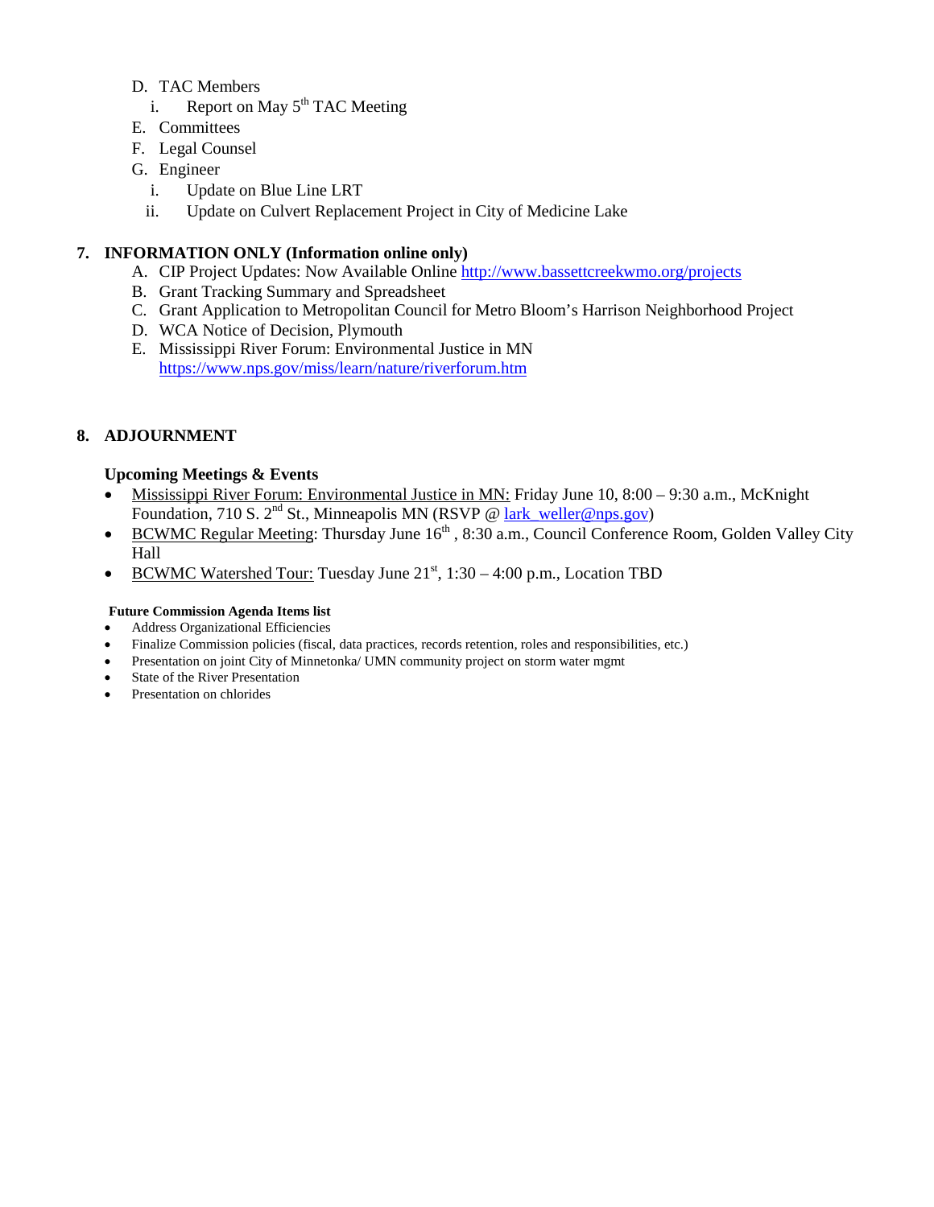D. TAC Members
   i. Report on May 5th TAC Meeting
E. Committees
F. Legal Counsel
G. Engineer
   i. Update on Blue Line LRT
   ii. Update on Culvert Replacement Project in City of Medicine Lake

**7. INFORMATION ONLY (Information online only)**

A. CIP Project Updates: Now Available Online http://www.bassettcreekwmo.org/projects
B. Grant Tracking Summary and Spreadsheet
C. Grant Application to Metropolitan Council for Metro Bloom's Harrison Neighborhood Project
D. WCA Notice of Decision, Plymouth
E. Mississippi River Forum: Environmental Justice in MN https://www.nps.gov/miss/learn/nature/riverforum.htm

**8. ADJOURNMENT**

**Upcoming Meetings & Events**

- Mississippi River Forum: Environmental Justice in MN: Friday June 10, 8:00 – 9:30 a.m., McKnight Foundation, 710 S. 2nd St., Minneapolis MN (RSVP @ lark_weller@nps.gov)
- BCWMC Regular Meeting: Thursday June 16th , 8:30 a.m., Council Conference Room, Golden Valley City Hall
- BCWMC Watershed Tour: Tuesday June 21st, 1:30 – 4:00 p.m., Location TBD

**Future Commission Agenda Items list**

- Address Organizational Efficiencies
- Finalize Commission policies (fiscal, data practices, records retention, roles and responsibilities, etc.)
- Presentation on joint City of Minnetonka/ UMN community project on storm water mgmt
- State of the River Presentation
- Presentation on chlorides